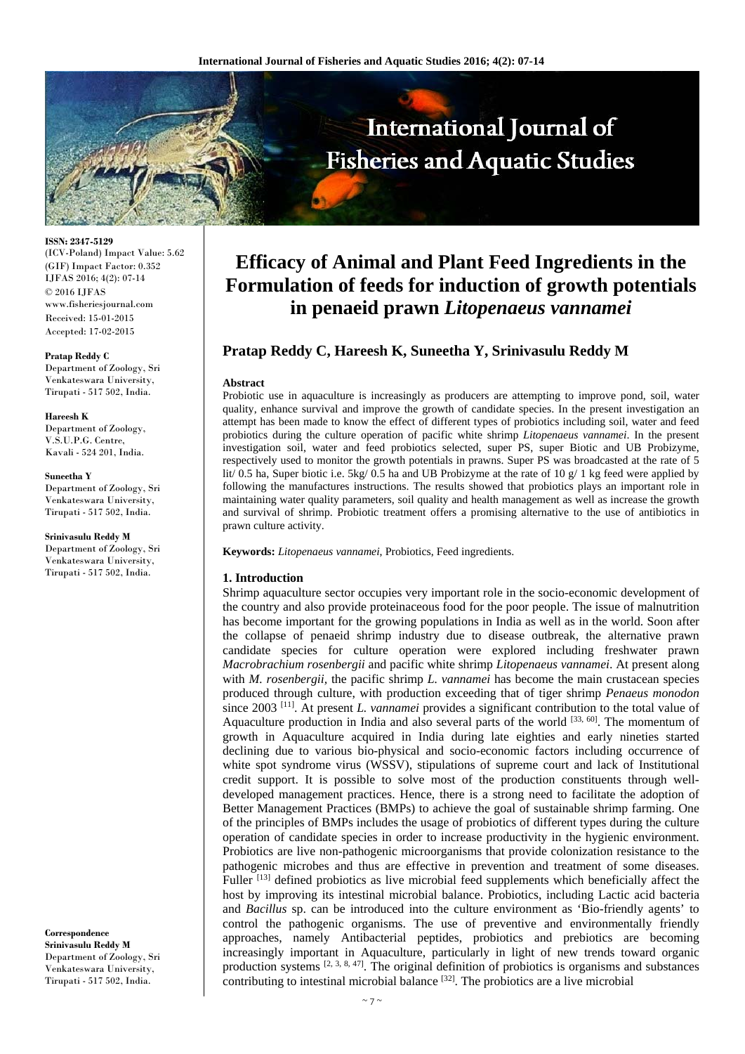**ISSN: 2347-5129**
(ICV-Poland) Impact Value: 5.62
(GIF) Impact Factor: 0.352
IJFAS 2016; 4(2): 07-14
© 2016 IJFAS
www.fisheriesjournal.com
Received: 15-01-2015
Accepted: 17-02-2015

**Pratap Reddy C**
Department of Zoology, Sri Venkateswara University, Tirupati - 517 502, India.

**Hareesh K**
Department of Zoology, V.S.U.P.G. Centre, Kavali - 524 201, India.

**Suneetha Y**
Department of Zoology, Sri Venkateswara University, Tirupati - 517 502, India.

**Srinivasulu Reddy M**
Department of Zoology, Sri Venkateswara University, Tirupati - 517 502, India.

**Correspondence**
**Srinivasulu Reddy M**
Department of Zoology, Sri Venkateswara University, Tirupati - 517 502, India.

# Efficacy of Animal and Plant Feed Ingredients in the Formulation of feeds for induction of growth potentials in penaeid prawn *Litopenaeus vannamei*

**Pratap Reddy C, Hareesh K, Suneetha Y, Srinivasulu Reddy M**

### Abstract

Probiotic use in aquaculture is increasingly as producers are attempting to improve pond, soil, water quality, enhance survival and improve the growth of candidate species. In the present investigation an attempt has been made to know the effect of different types of probiotics including soil, water and feed probiotics during the culture operation of pacific white shrimp *Litopenaeus vannamei*. In the present investigation soil, water and feed probiotics selected, super PS, super Biotic and UB Probizyme, respectively used to monitor the growth potentials in prawns. Super PS was broadcasted at the rate of 5 lit/ 0.5 ha, Super biotic i.e. 5kg/ 0.5 ha and UB Probizyme at the rate of 10 g/ 1 kg feed were applied by following the manufactures instructions. The results showed that probiotics plays an important role in maintaining water quality parameters, soil quality and health management as well as increase the growth and survival of shrimp. Probiotic treatment offers a promising alternative to the use of antibiotics in prawn culture activity.

**Keywords:** *Litopenaeus vannamei*, Probiotics, Feed ingredients.

## 1. Introduction

Shrimp aquaculture sector occupies very important role in the socio-economic development of the country and also provide proteinaceous food for the poor people. The issue of malnutrition has become important for the growing populations in India as well as in the world. Soon after the collapse of penaeid shrimp industry due to disease outbreak, the alternative prawn candidate species for culture operation were explored including freshwater prawn *Macrobrachium rosenbergii* and pacific white shrimp *Litopenaeus vannamei*. At present along with *M. rosenbergii*, the pacific shrimp *L. vannamei* has become the main crustacean species produced through culture, with production exceeding that of tiger shrimp *Penaeus monodon* since 2003 [11]. At present *L. vannamei* provides a significant contribution to the total value of Aquaculture production in India and also several parts of the world [33, 60]. The momentum of growth in Aquaculture acquired in India during late eighties and early nineties started declining due to various bio-physical and socio-economic factors including occurrence of white spot syndrome virus (WSSV), stipulations of supreme court and lack of Institutional credit support. It is possible to solve most of the production constituents through well-developed management practices. Hence, there is a strong need to facilitate the adoption of Better Management Practices (BMPs) to achieve the goal of sustainable shrimp farming. One of the principles of BMPs includes the usage of probiotics of different types during the culture operation of candidate species in order to increase productivity in the hygienic environment. Probiotics are live non-pathogenic microorganisms that provide colonization resistance to the pathogenic microbes and thus are effective in prevention and treatment of some diseases. Fuller [13] defined probiotics as live microbial feed supplements which beneficially affect the host by improving its intestinal microbial balance. Probiotics, including Lactic acid bacteria and *Bacillus* sp. can be introduced into the culture environment as 'Bio-friendly agents' to control the pathogenic organisms. The use of preventive and environmentally friendly approaches, namely Antibacterial peptides, probiotics and prebiotics are becoming increasingly important in Aquaculture, particularly in light of new trends toward organic production systems [2, 3, 8, 47]. The original definition of probiotics is organisms and substances contributing to intestinal microbial balance [32]. The probiotics are a live microbial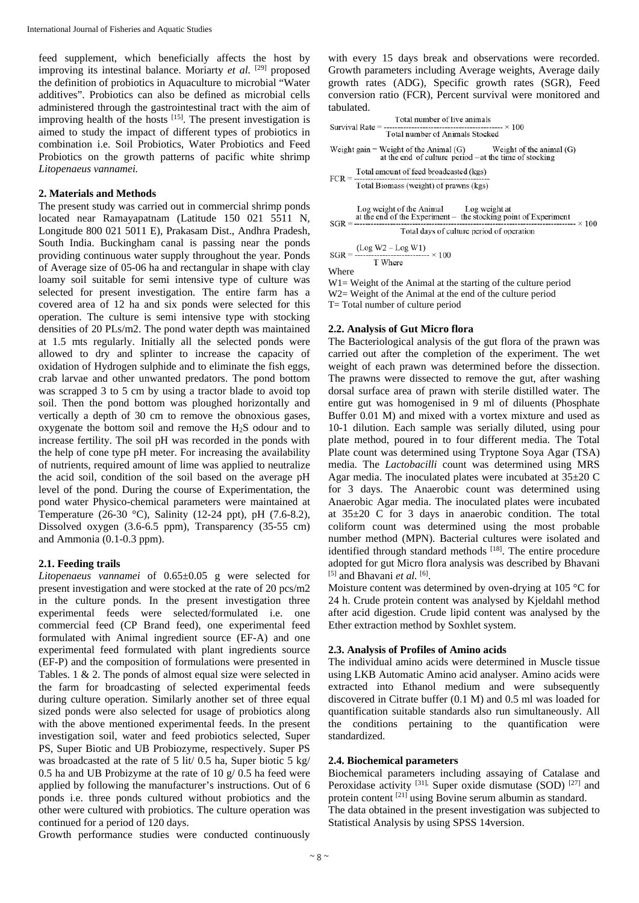feed supplement, which beneficially affects the host by improving its intestinal balance. Moriarty *et al.* [29] proposed the definition of probiotics in Aquaculture to microbial "Water additives". Probiotics can also be defined as microbial cells administered through the gastrointestinal tract with the aim of improving health of the hosts [15]. The present investigation is aimed to study the impact of different types of probiotics in combination i.e. Soil Probiotics, Water Probiotics and Feed Probiotics on the growth patterns of pacific white shrimp *Litopenaeus vannamei.*

## 2. Materials and Methods

The present study was carried out in commercial shrimp ponds located near Ramayapatnam (Latitude 150 021 5511 N, Longitude 800 021 5011 E), Prakasam Dist., Andhra Pradesh, South India. Buckingham canal is passing near the ponds providing continuous water supply throughout the year. Ponds of Average size of 05-06 ha and rectangular in shape with clay loamy soil suitable for semi intensive type of culture was selected for present investigation. The entire farm has a covered area of 12 ha and six ponds were selected for this operation. The culture is semi intensive type with stocking densities of 20 PLs/m2. The pond water depth was maintained at 1.5 mts regularly. Initially all the selected ponds were allowed to dry and splinter to increase the capacity of oxidation of Hydrogen sulphide and to eliminate the fish eggs, crab larvae and other unwanted predators. The pond bottom was scrapped 3 to 5 cm by using a tractor blade to avoid top soil. Then the pond bottom was ploughed horizontally and vertically a depth of 30 cm to remove the obnoxious gases, oxygenate the bottom soil and remove the $H_2S$ odour and to increase fertility. The soil pH was recorded in the ponds with the help of cone type pH meter. For increasing the availability of nutrients, required amount of lime was applied to neutralize the acid soil, condition of the soil based on the average pH level of the pond. During the course of Experimentation, the pond water Physico-chemical parameters were maintained at Temperature (26-30 °C), Salinity (12-24 ppt), pH (7.6-8.2), Dissolved oxygen (3.6-6.5 ppm), Transparency (35-55 cm) and Ammonia (0.1-0.3 ppm).

### 2.1. Feeding trails

*Litopenaeus vannamei* of 0.65±0.05 g were selected for present investigation and were stocked at the rate of 20 pcs/m2 in the culture ponds. In the present investigation three experimental feeds were selected/formulated i.e. one commercial feed (CP Brand feed), one experimental feed formulated with Animal ingredient source (EF-A) and one experimental feed formulated with plant ingredients source (EF-P) and the composition of formulations were presented in Tables. 1 & 2. The ponds of almost equal size were selected in the farm for broadcasting of selected experimental feeds during culture operation. Similarly another set of three equal sized ponds were also selected for usage of probiotics along with the above mentioned experimental feeds. In the present investigation soil, water and feed probiotics selected, Super PS, Super Biotic and UB Probiozyme, respectively. Super PS was broadcasted at the rate of 5 lit/ 0.5 ha, Super biotic 5 kg/ 0.5 ha and UB Probizyme at the rate of 10 g/ 0.5 ha feed were applied by following the manufacturer's instructions. Out of 6 ponds i.e. three ponds cultured without probiotics and the other were cultured with probiotics. The culture operation was continued for a period of 120 days.

Growth performance studies were conducted continuously with every 15 days break and observations were recorded. Growth parameters including Average weights, Average daily growth rates (ADG), Specific growth rates (SGR), Feed conversion ratio (FCR), Percent survival were monitored and tabulated.

$$\text{Survival Rate} = \frac{\text{Total number of live animals}}{\text{Total number of Animals Stocked}} \times 100$$

$$\text{Weight gain} = \text{Weight of the Animal (G) at the end of culture period} - \text{Weight of the animal (G) at the time of stocking}$$

$$\text{FCR} = \frac{\text{Total amount of feed broadcasted (kgs)}}{\text{Total Biomass (weight) of prawns (kgs)}}$$

$$\text{SGR} = \frac{\text{Log weight of the Animal at the end of the Experiment} - \text{Log weight at the stocking point of Experiment}}{\text{Total days of culture period of operation}} \times 100$$

$$\text{SGR} = \frac{(\text{Log W2} - \text{Log W1})}{\text{T Where}} \times 100$$

Where

W1= Weight of the Animal at the starting of the culture period
W2= Weight of the Animal at the end of the culture period
T= Total number of culture period

### 2.2. Analysis of Gut Micro flora

The Bacteriological analysis of the gut flora of the prawn was carried out after the completion of the experiment. The wet weight of each prawn was determined before the dissection. The prawns were dissected to remove the gut, after washing dorsal surface area of prawn with sterile distilled water. The entire gut was homogenised in 9 ml of diluents (Phosphate Buffer 0.01 M) and mixed with a vortex mixture and used as 10-1 dilution. Each sample was serially diluted, using pour plate method, poured in to four different media. The Total Plate count was determined using Tryptone Soya Agar (TSA) media. The *Lactobacilli* count was determined using MRS Agar media. The inoculated plates were incubated at 35±20 C for 3 days. The Anaerobic count was determined using Anaerobic Agar media. The inoculated plates were incubated at 35±20 C for 3 days in anaerobic condition. The total coliform count was determined using the most probable number method (MPN). Bacterial cultures were isolated and identified through standard methods [18]. The entire procedure adopted for gut Micro flora analysis was described by Bhavani [5] and Bhavani *et al.* [6].

Moisture content was determined by oven-drying at 105 °C for 24 h. Crude protein content was analysed by Kjeldahl method after acid digestion. Crude lipid content was analysed by the Ether extraction method by Soxhlet system.

### 2.3. Analysis of Profiles of Amino acids

The individual amino acids were determined in Muscle tissue using LKB Automatic Amino acid analyser. Amino acids were extracted into Ethanol medium and were subsequently discovered in Citrate buffer (0.1 M) and 0.5 ml was loaded for quantification suitable standards also run simultaneously. All the conditions pertaining to the quantification were standardized.

### 2.4. Biochemical parameters

Biochemical parameters including assaying of Catalase and Peroxidase activity [31], Super oxide dismutase (SOD) [27] and protein content [21] using Bovine serum albumin as standard.

The data obtained in the present investigation was subjected to Statistical Analysis by using SPSS 14version.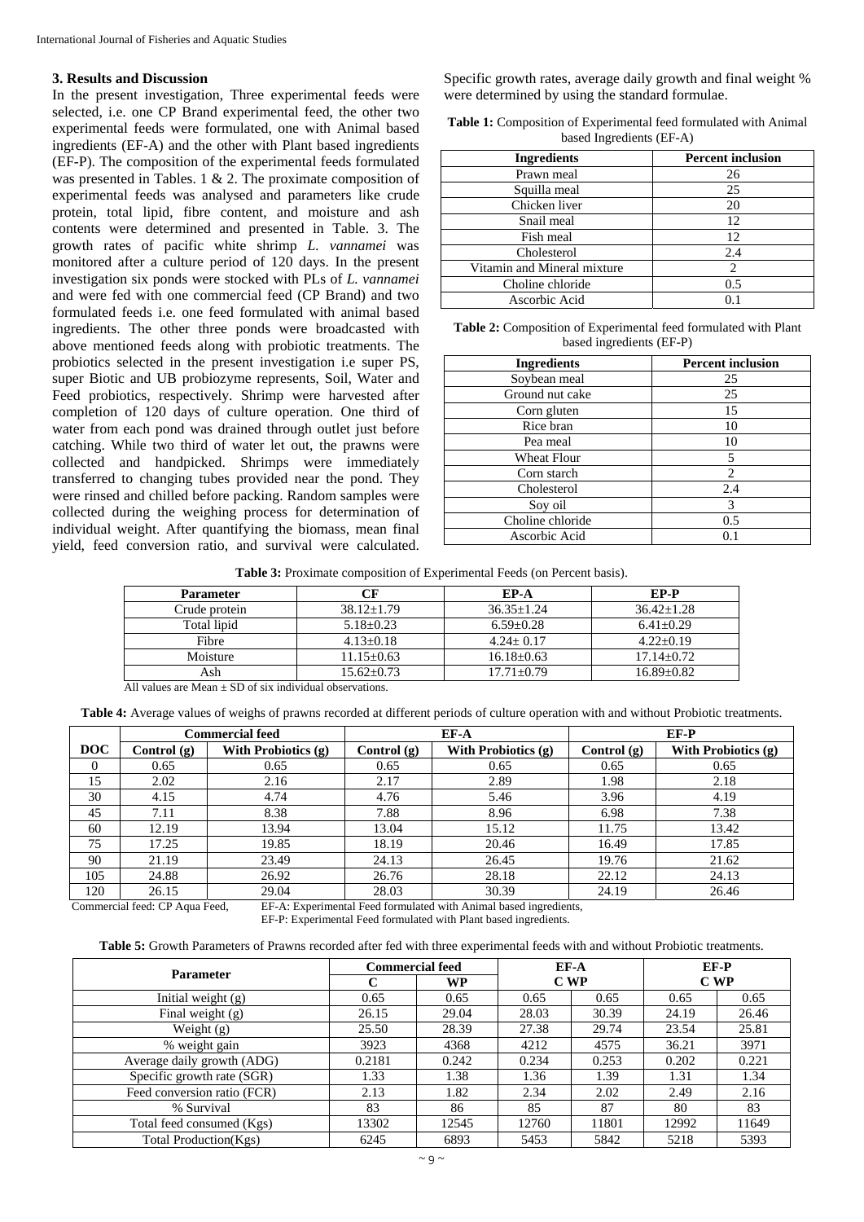### 3. Results and Discussion

In the present investigation, Three experimental feeds were selected, i.e. one CP Brand experimental feed, the other two experimental feeds were formulated, one with Animal based ingredients (EF-A) and the other with Plant based ingredients (EF-P). The composition of the experimental feeds formulated was presented in Tables. 1 & 2. The proximate composition of experimental feeds was analysed and parameters like crude protein, total lipid, fibre content, and moisture and ash contents were determined and presented in Table. 3. The growth rates of pacific white shrimp *L. vannamei* was monitored after a culture period of 120 days. In the present investigation six ponds were stocked with PLs of *L. vannamei* and were fed with one commercial feed (CP Brand) and two formulated feeds i.e. one feed formulated with animal based ingredients. The other three ponds were broadcasted with above mentioned feeds along with probiotic treatments. The probiotics selected in the present investigation i.e super PS, super Biotic and UB probiozyme represents, Soil, Water and Feed probiotics, respectively. Shrimp were harvested after completion of 120 days of culture operation. One third of water from each pond was drained through outlet just before catching. While two third of water let out, the prawns were collected and handpicked. Shrimps were immediately transferred to changing tubes provided near the pond. They were rinsed and chilled before packing. Random samples were collected during the weighing process for determination of individual weight. After quantifying the biomass, mean final yield, feed conversion ratio, and survival were calculated. Specific growth rates, average daily growth and final weight % were determined by using the standard formulae.

**Table 1:** Composition of Experimental feed formulated with Animal based Ingredients (EF-A)

| Ingredients | Percent inclusion |
|---|---|
| Prawn meal | 26 |
| Squilla meal | 25 |
| Chicken liver | 20 |
| Snail meal | 12 |
| Fish meal | 12 |
| Cholesterol | 2.4 |
| Vitamin and Mineral mixture | 2 |
| Choline chloride | 0.5 |
| Ascorbic Acid | 0.1 |

**Table 2:** Composition of Experimental feed formulated with Plant based ingredients (EF-P)

| Ingredients | Percent inclusion |
|---|---|
| Soybean meal | 25 |
| Ground nut cake | 25 |
| Corn gluten | 15 |
| Rice bran | 10 |
| Pea meal | 10 |
| Wheat Flour | 5 |
| Corn starch | 2 |
| Cholesterol | 2.4 |
| Soy oil | 3 |
| Choline chloride | 0.5 |
| Ascorbic Acid | 0.1 |

**Table 3:** Proximate composition of Experimental Feeds (on Percent basis).

| Parameter | CF | EP-A | EP-P |
|---|---|---|---|
| Crude protein | 38.12±1.79 | 36.35±1.24 | 36.42±1.28 |
| Total lipid | 5.18±0.23 | 6.59±0.28 | 6.41±0.29 |
| Fibre | 4.13±0.18 | 4.24± 0.17 | 4.22±0.19 |
| Moisture | 11.15±0.63 | 16.18±0.63 | 17.14±0.72 |
| Ash | 15.62±0.73 | 17.71±0.79 | 16.89±0.82 |

All values are Mean ± SD of six individual observations.

**Table 4:** Average values of weighs of prawns recorded at different periods of culture operation with and without Probiotic treatments.

| | Commercial feed | | EF-A | | EF-P | |
|---|---|---|---|---|---|---|
| DOC | Control (g) | With Probiotics (g) | Control (g) | With Probiotics (g) | Control (g) | With Probiotics (g) |
| 0 | 0.65 | 0.65 | 0.65 | 0.65 | 0.65 | 0.65 |
| 15 | 2.02 | 2.16 | 2.17 | 2.89 | 1.98 | 2.18 |
| 30 | 4.15 | 4.74 | 4.76 | 5.46 | 3.96 | 4.19 |
| 45 | 7.11 | 8.38 | 7.88 | 8.96 | 6.98 | 7.38 |
| 60 | 12.19 | 13.94 | 13.04 | 15.12 | 11.75 | 13.42 |
| 75 | 17.25 | 19.85 | 18.19 | 20.46 | 16.49 | 17.85 |
| 90 | 21.19 | 23.49 | 24.13 | 26.45 | 19.76 | 21.62 |
| 105 | 24.88 | 26.92 | 26.76 | 28.18 | 22.12 | 24.13 |
| 120 | 26.15 | 29.04 | 28.03 | 30.39 | 24.19 | 26.46 |

Commercial feed: CP Aqua Feed, EF-A: Experimental Feed formulated with Animal based ingredients, EF-P: Experimental Feed formulated with Plant based ingredients.

**Table 5:** Growth Parameters of Prawns recorded after fed with three experimental feeds with and without Probiotic treatments.

| Parameter | Commercial feed | | EF-A | | EF-P | |
|---|---|---|---|---|---|---|
| | C | WP | C WP | | C WP | |
| Initial weight (g) | 0.65 | 0.65 | 0.65 | 0.65 | 0.65 | 0.65 |
| Final weight (g) | 26.15 | 29.04 | 28.03 | 30.39 | 24.19 | 26.46 |
| Weight (g) | 25.50 | 28.39 | 27.38 | 29.74 | 23.54 | 25.81 |
| % weight gain | 3923 | 4368 | 4212 | 4575 | 36.21 | 3971 |
| Average daily growth (ADG) | 0.2181 | 0.242 | 0.234 | 0.253 | 0.202 | 0.221 |
| Specific growth rate (SGR) | 1.33 | 1.38 | 1.36 | 1.39 | 1.31 | 1.34 |
| Feed conversion ratio (FCR) | 2.13 | 1.82 | 2.34 | 2.02 | 2.49 | 2.16 |
| % Survival | 83 | 86 | 85 | 87 | 80 | 83 |
| Total feed consumed (Kgs) | 13302 | 12545 | 12760 | 11801 | 12992 | 11649 |
| Total Production(Kgs) | 6245 | 6893 | 5453 | 5842 | 5218 | 5393 |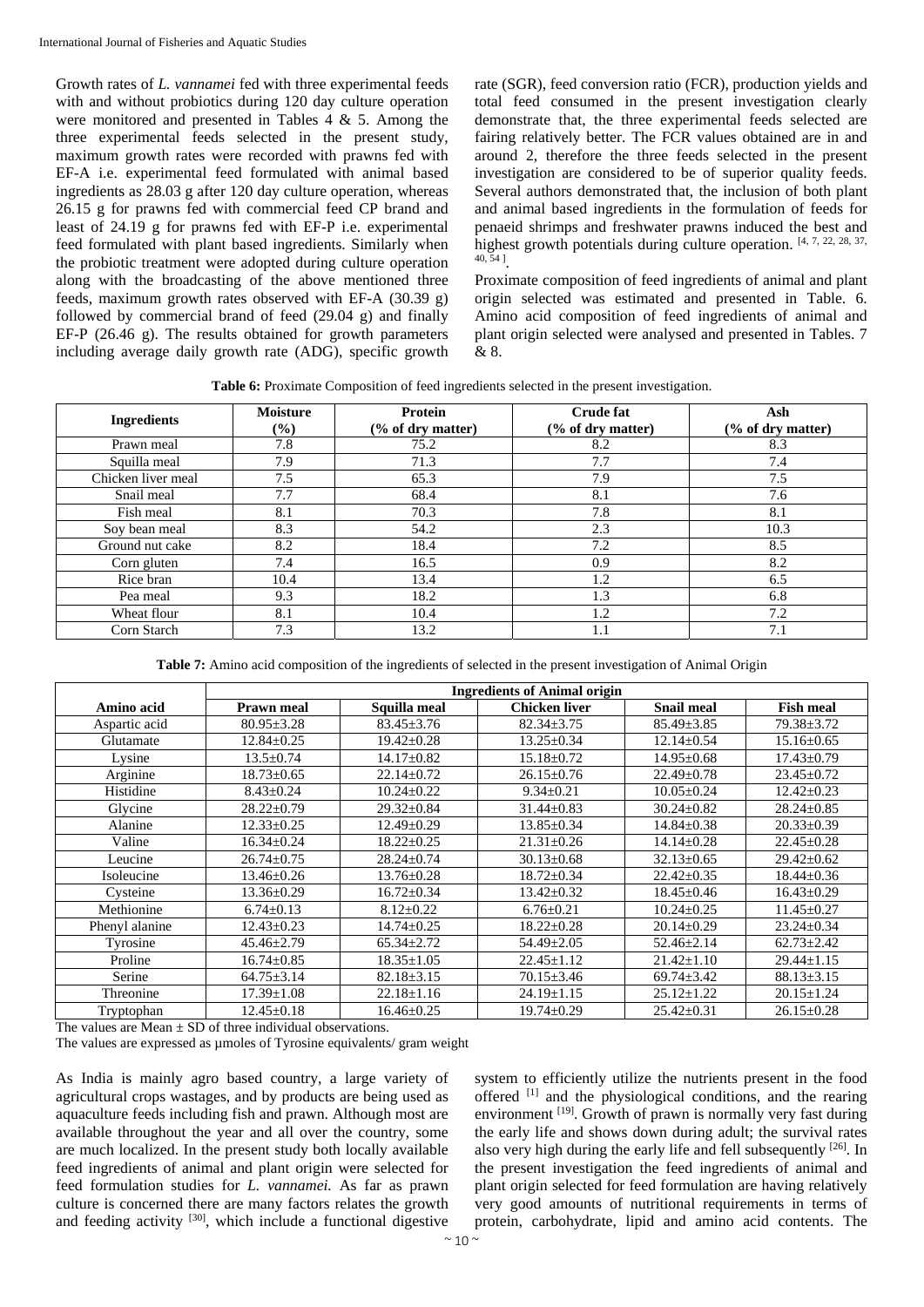Growth rates of *L. vannamei* fed with three experimental feeds with and without probiotics during 120 day culture operation were monitored and presented in Tables 4 & 5. Among the three experimental feeds selected in the present study, maximum growth rates were recorded with prawns fed with EF-A i.e. experimental feed formulated with animal based ingredients as 28.03 g after 120 day culture operation, whereas 26.15 g for prawns fed with commercial feed CP brand and least of 24.19 g for prawns fed with EF-P i.e. experimental feed formulated with plant based ingredients. Similarly when the probiotic treatment were adopted during culture operation along with the broadcasting of the above mentioned three feeds, maximum growth rates observed with EF-A (30.39 g) followed by commercial brand of feed (29.04 g) and finally EF-P (26.46 g). The results obtained for growth parameters including average daily growth rate (ADG), specific growth rate (SGR), feed conversion ratio (FCR), production yields and total feed consumed in the present investigation clearly demonstrate that, the three experimental feeds selected are fairing relatively better. The FCR values obtained are in and around 2, therefore the three feeds selected in the present investigation are considered to be of superior quality feeds. Several authors demonstrated that, the inclusion of both plant and animal based ingredients in the formulation of feeds for penaeid shrimps and freshwater prawns induced the best and highest growth potentials during culture operation. [4, 7, 22, 28, 37, 40, 54].

Proximate composition of feed ingredients of animal and plant origin selected was estimated and presented in Table. 6. Amino acid composition of feed ingredients of animal and plant origin selected were analysed and presented in Tables. 7 & 8.

**Table 6:** Proximate Composition of feed ingredients selected in the present investigation.

| Ingredients | Moisture (%) | Protein (% of dry matter) | Crude fat (% of dry matter) | Ash (% of dry matter) |
|---|---|---|---|---|
| Prawn meal | 7.8 | 75.2 | 8.2 | 8.3 |
| Squilla meal | 7.9 | 71.3 | 7.7 | 7.4 |
| Chicken liver meal | 7.5 | 65.3 | 7.9 | 7.5 |
| Snail meal | 7.7 | 68.4 | 8.1 | 7.6 |
| Fish meal | 8.1 | 70.3 | 7.8 | 8.1 |
| Soy bean meal | 8.3 | 54.2 | 2.3 | 10.3 |
| Ground nut cake | 8.2 | 18.4 | 7.2 | 8.5 |
| Corn gluten | 7.4 | 16.5 | 0.9 | 8.2 |
| Rice bran | 10.4 | 13.4 | 1.2 | 6.5 |
| Pea meal | 9.3 | 18.2 | 1.3 | 6.8 |
| Wheat flour | 8.1 | 10.4 | 1.2 | 7.2 |
| Corn Starch | 7.3 | 13.2 | 1.1 | 7.1 |

**Table 7:** Amino acid composition of the ingredients of selected in the present investigation of Animal Origin

| | Ingredients of Animal origin | | | | |
|---|---|---|---|---|---|
| Amino acid | Prawn meal | Squilla meal | Chicken liver | Snail meal | Fish meal |
| Aspartic acid | 80.95±3.28 | 83.45±3.76 | 82.34±3.75 | 85.49±3.85 | 79.38±3.72 |
| Glutamate | 12.84±0.25 | 19.42±0.28 | 13.25±0.34 | 12.14±0.54 | 15.16±0.65 |
| Lysine | 13.5±0.74 | 14.17±0.82 | 15.18±0.72 | 14.95±0.68 | 17.43±0.79 |
| Arginine | 18.73±0.65 | 22.14±0.72 | 26.15±0.76 | 22.49±0.78 | 23.45±0.72 |
| Histidine | 8.43±0.24 | 10.24±0.22 | 9.34±0.21 | 10.05±0.24 | 12.42±0.23 |
| Glycine | 28.22±0.79 | 29.32±0.84 | 31.44±0.83 | 30.24±0.82 | 28.24±0.85 |
| Alanine | 12.33±0.25 | 12.49±0.29 | 13.85±0.34 | 14.84±0.38 | 20.33±0.39 |
| Valine | 16.34±0.24 | 18.22±0.25 | 21.31±0.26 | 14.14±0.28 | 22.45±0.28 |
| Leucine | 26.74±0.75 | 28.24±0.74 | 30.13±0.68 | 32.13±0.65 | 29.42±0.62 |
| Isoleucine | 13.46±0.26 | 13.76±0.28 | 18.72±0.34 | 22.42±0.35 | 18.44±0.36 |
| Cysteine | 13.36±0.29 | 16.72±0.34 | 13.42±0.32 | 18.45±0.46 | 16.43±0.29 |
| Methionine | 6.74±0.13 | 8.12±0.22 | 6.76±0.21 | 10.24±0.25 | 11.45±0.27 |
| Phenyl alanine | 12.43±0.23 | 14.74±0.25 | 18.22±0.28 | 20.14±0.29 | 23.24±0.34 |
| Tyrosine | 45.46±2.79 | 65.34±2.72 | 54.49±2.05 | 52.46±2.14 | 62.73±2.42 |
| Proline | 16.74±0.85 | 18.35±1.05 | 22.45±1.12 | 21.42±1.10 | 29.44±1.15 |
| Serine | 64.75±3.14 | 82.18±3.15 | 70.15±3.46 | 69.74±3.42 | 88.13±3.15 |
| Threonine | 17.39±1.08 | 22.18±1.16 | 24.19±1.15 | 25.12±1.22 | 20.15±1.24 |
| Tryptophan | 12.45±0.18 | 16.46±0.25 | 19.74±0.29 | 25.42±0.31 | 26.15±0.28 |

The values are Mean ± SD of three individual observations.
The values are expressed as µmoles of Tyrosine equivalents/ gram weight

As India is mainly agro based country, a large variety of agricultural crops wastages, and by products are being used as aquaculture feeds including fish and prawn. Although most are available throughout the year and all over the country, some are much localized. In the present study both locally available feed ingredients of animal and plant origin were selected for feed formulation studies for *L. vannamei.* As far as prawn culture is concerned there are many factors relates the growth and feeding activity [30], which include a functional digestive system to efficiently utilize the nutrients present in the food offered [1] and the physiological conditions, and the rearing environment [19]. Growth of prawn is normally very fast during the early life and shows down during adult; the survival rates also very high during the early life and fell subsequently [26]. In the present investigation the feed ingredients of animal and plant origin selected for feed formulation are having relatively very good amounts of nutritional requirements in terms of protein, carbohydrate, lipid and amino acid contents. The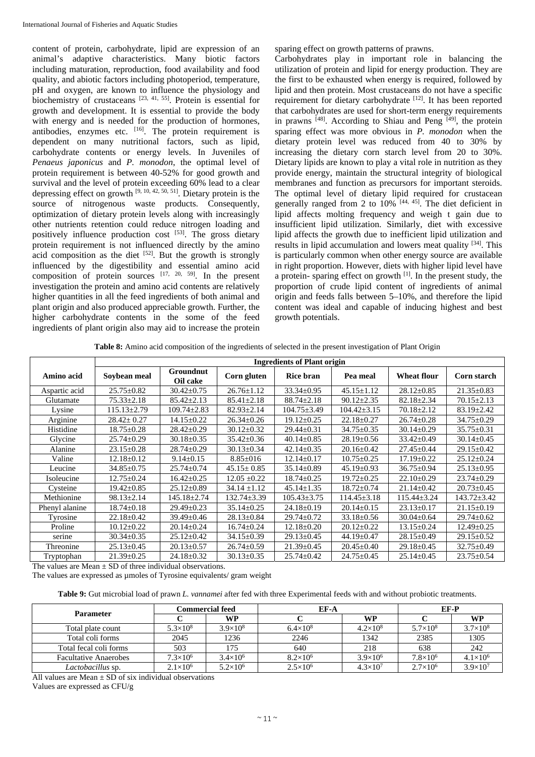content of protein, carbohydrate, lipid are expression of an animal's adaptive characteristics. Many biotic factors including maturation, reproduction, food availability and food quality, and abiotic factors including photoperiod, temperature, pH and oxygen, are known to influence the physiology and biochemistry of crustaceans [23, 41, 55]. Protein is essential for growth and development. It is essential to provide the body with energy and is needed for the production of hormones, antibodies, enzymes etc. [16]. The protein requirement is dependent on many nutritional factors, such as lipid, carbohydrate contents or energy levels. In Juveniles of *Penaeus japonicus* and *P. monodon*, the optimal level of protein requirement is between 40-52% for good growth and survival and the level of protein exceeding 60% lead to a clear depressing effect on growth [9, 10, 42, 50, 51]. Dietary protein is the source of nitrogenous waste products. Consequently, optimization of dietary protein levels along with increasingly other nutrients retention could reduce nitrogen loading and positively influence production cost [53]. The gross dietary protein requirement is not influenced directly by the amino acid composition as the diet [52]. But the growth is strongly influenced by the digestibility and essential amino acid composition of protein sources [17, 20, 59]. In the present investigation the protein and amino acid contents are relatively higher quantities in all the feed ingredients of both animal and plant origin and also produced appreciable growth. Further, the higher carbohydrate contents in the some of the feed ingredients of plant origin also may aid to increase the protein sparing effect on growth patterns of prawns.

Carbohydrates play in important role in balancing the utilization of protein and lipid for energy production. They are the first to be exhausted when energy is required, followed by lipid and then protein. Most crustaceans do not have a specific requirement for dietary carbohydrate [12]. It has been reported that carbohydrates are used for short-term energy requirements in prawns [48]. According to Shiau and Peng [49], the protein sparing effect was more obvious in *P. monodon* when the dietary protein level was reduced from 40 to 30% by increasing the dietary corn starch level from 20 to 30%. Dietary lipids are known to play a vital role in nutrition as they provide energy, maintain the structural integrity of biological membranes and function as precursors for important steroids. The optimal level of dietary lipid required for crustacean generally ranged from 2 to 10% [44, 45]. The diet deficient in lipid affects molting frequency and weigh t gain due to insufficient lipid utilization. Similarly, diet with excessive lipid affects the growth due to inefficient lipid utilization and results in lipid accumulation and lowers meat quality [34]. This is particularly common when other energy source are available in right proportion. However, diets with higher lipid level have a protein- sparing effect on growth [1]. In the present study, the proportion of crude lipid content of ingredients of animal origin and feeds falls between 5–10%, and therefore the lipid content was ideal and capable of inducing highest and best growth potentials.

**Table 8:** Amino acid composition of the ingredients of selected in the present investigation of Plant Origin

| Amino acid | Ingredients of Plant origin | | | | | | |
|---|---|---|---|---|---|---|---|
| | Soybean meal | Groundnut Oil cake | Corn gluten | Rice bran | Pea meal | Wheat flour | Corn starch |
| Aspartic acid | 25.75±0.82 | 30.42±0.75 | 26.76±1.12 | 33.34±0.95 | 45.15±1.12 | 28.12±0.85 | 21.35±0.83 |
| Glutamate | 75.33±2.18 | 85.42±2.13 | 85.41±2.18 | 88.74±2.18 | 90.12±2.35 | 82.18±2.34 | 70.15±2.13 |
| Lysine | 115.13±2.79 | 109.74±2.83 | 82.93±2.14 | 104.75±3.49 | 104.42±3.15 | 70.18±2.12 | 83.19±2.42 |
| Arginine | 28.42± 0.27 | 14.15±0.22 | 26.34±0.26 | 19.12±0.25 | 22.18±0.27 | 26.74±0.28 | 34.75±0.29 |
| Histidine | 18.75±0.28 | 28.42±0.29 | 30.12±0.32 | 29.44±0.31 | 34.75±0.35 | 30.14±0.29 | 35.75±0.31 |
| Glycine | 25.74±0.29 | 30.18±0.35 | 35.42±0.36 | 40.14±0.85 | 28.19±0.56 | 33.42±0.49 | 30.14±0.45 |
| Alanine | 23.15±0.28 | 28.74±0.29 | 30.13±0.34 | 42.14±0.35 | 20.16±0.42 | 27.45±0.44 | 29.15±0.42 |
| Valine | 12.18±0.12 | 9.14±0.15 | 8.85±016 | 12.14±0.17 | 10.75±0.25 | 17.19±0.22 | 25.12±0.24 |
| Leucine | 34.85±0.75 | 25.74±0.74 | 45.15± 0.85 | 35.14±0.89 | 45.19±0.93 | 36.75±0.94 | 25.13±0.95 |
| Isoleucine | 12.75±0.24 | 16.42±0.25 | 12.05 ±0.22 | 18.74±0.25 | 19.72±0.25 | 22.10±0.29 | 23.74±0.29 |
| Cysteine | 19.42±0.85 | 25.12±0.89 | 34.14 ±1.12 | 45.14±1.35 | 18.72±0.74 | 21.14±0.42 | 20.73±0.45 |
| Methionine | 98.13±2.14 | 145.18±2.74 | 132.74±3.39 | 105.43±3.75 | 114.45±3.18 | 115.44±3.24 | 143.72±3.42 |
| Phenyl alanine | 18.74±0.18 | 29.49±0.23 | 35.14±0.25 | 24.18±0.19 | 20.14±0.15 | 23.13±0.17 | 21.15±0.19 |
| Tyrosine | 22.18±0.42 | 39.49±0.46 | 28.13±0.84 | 29.74±0.72 | 33.18±0.56 | 30.04±0.64 | 29.74±0.62 |
| Proline | 10.12±0.22 | 20.14±0.24 | 16.74±0.24 | 12.18±0.20 | 20.12±0.22 | 13.15±0.24 | 12.49±0.25 |
| serine | 30.34±0.35 | 25.12±0.42 | 34.15±0.39 | 29.13±0.45 | 44.19±0.47 | 28.15±0.49 | 29.15±0.52 |
| Threonine | 25.13±0.45 | 20.13±0.57 | 26.74±0.59 | 21.39±0.45 | 20.45±0.40 | 29.18±0.45 | 32.75±0.49 |
| Tryptophan | 21.39±0.25 | 24.18±0.32 | 30.13±0.35 | 25.74±0.42 | 24.75±0.45 | 25.14±0.45 | 23.75±0.54 |

The values are Mean ± SD of three individual observations.

The values are expressed as µmoles of Tyrosine equivalents/ gram weight

**Table 9:** Gut microbial load of prawn *L. vannamei* after fed with three Experimental feeds with and without probiotic treatments.

| Parameter | Commercial feed | | EF-A | | EF-P | |
|---|---|---|---|---|---|---|
| | C | WP | C | WP | C | WP |
| Total plate count | $5.3 \times 10^8$ | $3.9 \times 10^8$ | $6.4 \times 10^8$ | $4.2 \times 10^8$ | $5.7 \times 10^8$ | $3.7 \times 10^8$ |
| Total coli forms | 2045 | 1236 | 2246 | 1342 | 2385 | 1305 |
| Total fecal coli forms | 503 | 175 | 640 | 218 | 638 | 242 |
| Facultative Anaerobes | $7.3 \times 10^6$ | $3.4 \times 10^6$ | $8.2 \times 10^6$ | $3.9 \times 10^6$ | $7.8 \times 10^6$ | $4.1 \times 10^6$ |
| *Lactobacillus* sp. | $2.1 \times 10^6$ | $5.2 \times 10^6$ | $2.5 \times 10^6$ | $4.3 \times 10^7$ | $2.7 \times 10^6$ | $3.9 \times 10^7$ |

All values are Mean ± SD of six individual observations

Values are expressed as CFU/g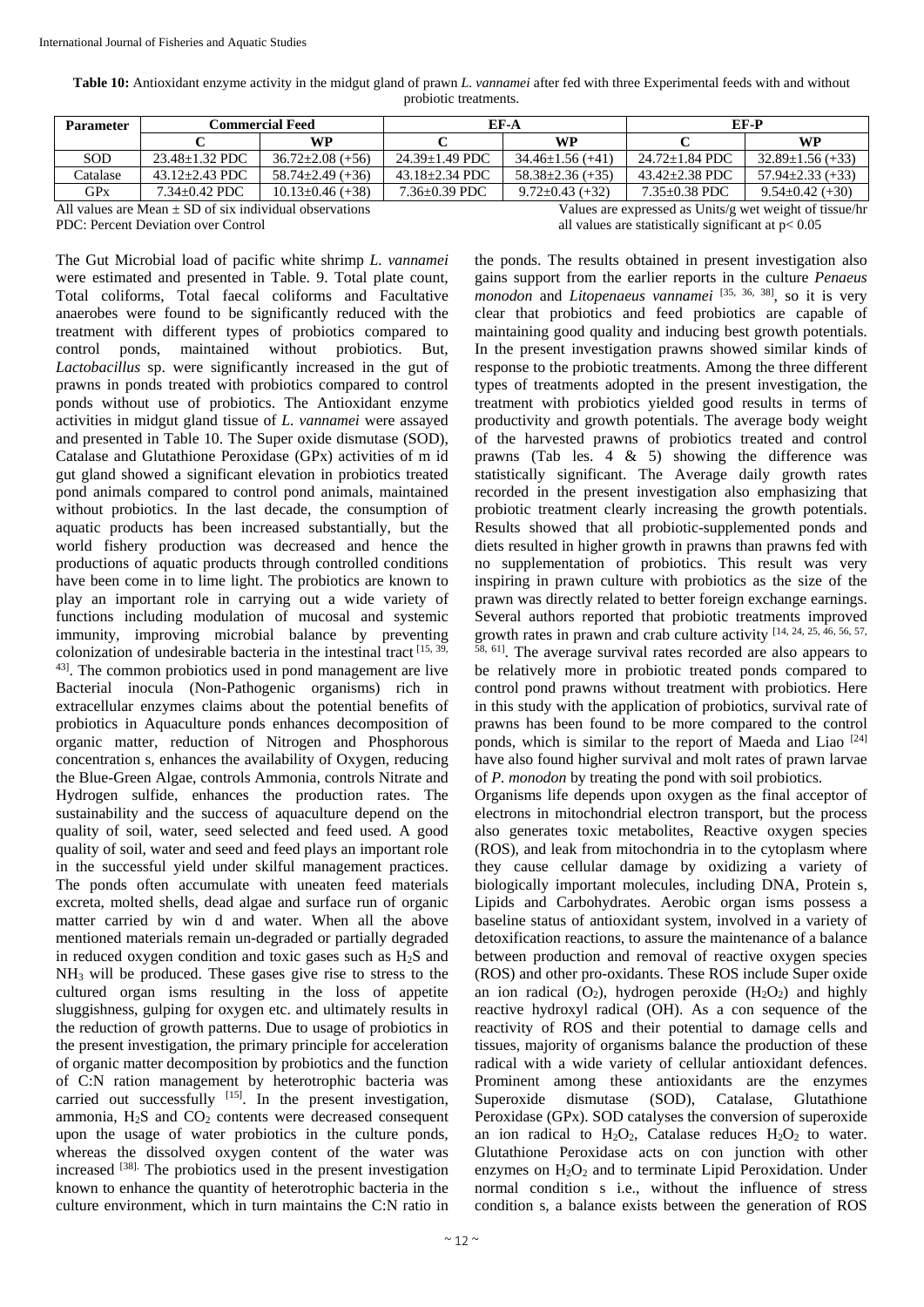**Table 10:** Antioxidant enzyme activity in the midgut gland of prawn *L. vannamei* after fed with three Experimental feeds with and without probiotic treatments.

| Parameter | Commercial Feed | | EF-A | | EF-P | |
|---|---|---|---|---|---|---|
| | C | WP | C | WP | C | WP |
| SOD | 23.48±1.32 PDC | 36.72±2.08 (+56) | 24.39±1.49 PDC | 34.46±1.56 (+41) | 24.72±1.84 PDC | 32.89±1.56 (+33) |
| Catalase | 43.12±2.43 PDC | 58.74±2.49 (+36) | 43.18±2.34 PDC | 58.38±2.36 (+35) | 43.42±2.38 PDC | 57.94±2.33 (+33) |
| GPx | 7.34±0.42 PDC | 10.13±0.46 (+38) | 7.36±0.39 PDC | 9.72±0.43 (+32) | 7.35±0.38 PDC | 9.54±0.42 (+30) |

All values are Mean ± SD of six individual observations
PDC: Percent Deviation over Control
Values are expressed as Units/g wet weight of tissue/hr
all values are statistically significant at $p < 0.05$

The Gut Microbial load of pacific white shrimp *L. vannamei* were estimated and presented in Table. 9. Total plate count, Total coliforms, Total faecal coliforms and Facultative anaerobes were found to be significantly reduced with the treatment with different types of probiotics compared to control ponds, maintained without probiotics. But, *Lactobacillus* sp. were significantly increased in the gut of prawns in ponds treated with probiotics compared to control ponds without use of probiotics. The Antioxidant enzyme activities in midgut gland tissue of *L. vannamei* were assayed and presented in Table 10. The Super oxide dismutase (SOD), Catalase and Glutathione Peroxidase (GPx) activities of m id gut gland showed a significant elevation in probiotics treated pond animals compared to control pond animals, maintained without probiotics. In the last decade, the consumption of aquatic products has been increased substantially, but the world fishery production was decreased and hence the productions of aquatic products through controlled conditions have been come in to lime light. The probiotics are known to play an important role in carrying out a wide variety of functions including modulation of mucosal and systemic immunity, improving microbial balance by preventing colonization of undesirable bacteria in the intestinal tract [15, 39, 43]. The common probiotics used in pond management are live Bacterial inocula (Non-Pathogenic organisms) rich in extracellular enzymes claims about the potential benefits of probiotics in Aquaculture ponds enhances decomposition of organic matter, reduction of Nitrogen and Phosphorous concentration s, enhances the availability of Oxygen, reducing the Blue-Green Algae, controls Ammonia, controls Nitrate and Hydrogen sulfide, enhances the production rates. The sustainability and the success of aquaculture depend on the quality of soil, water, seed selected and feed used. A good quality of soil, water and seed and feed plays an important role in the successful yield under skilful management practices. The ponds often accumulate with uneaten feed materials excreta, molted shells, dead algae and surface run of organic matter carried by win d and water. When all the above mentioned materials remain un-degraded or partially degraded in reduced oxygen condition and toxic gases such as $H_2S$ and $NH_3$ will be produced. These gases give rise to stress to the cultured organ isms resulting in the loss of appetite sluggishness, gulping for oxygen etc. and ultimately results in the reduction of growth patterns. Due to usage of probiotics in the present investigation, the primary principle for acceleration of organic matter decomposition by probiotics and the function of C:N ration management by heterotrophic bacteria was carried out successfully [15]. In the present investigation, ammonia, $H_2S$ and $CO_2$ contents were decreased consequent upon the usage of water probiotics in the culture ponds, whereas the dissolved oxygen content of the water was increased [38]. The probiotics used in the present investigation known to enhance the quantity of heterotrophic bacteria in the culture environment, which in turn maintains the C:N ratio in the ponds. The results obtained in present investigation also gains support from the earlier reports in the culture *Penaeus monodon* and *Litopenaeus vannamei* [35, 36, 38], so it is very clear that probiotics and feed probiotics are capable of maintaining good quality and inducing best growth potentials. In the present investigation prawns showed similar kinds of response to the probiotic treatments. Among the three different types of treatments adopted in the present investigation, the treatment with probiotics yielded good results in terms of productivity and growth potentials. The average body weight of the harvested prawns of probiotics treated and control prawns (Tab les. 4 & 5) showing the difference was statistically significant. The Average daily growth rates recorded in the present investigation also emphasizing that probiotic treatment clearly increasing the growth potentials. Results showed that all probiotic-supplemented ponds and diets resulted in higher growth in prawns than prawns fed with no supplementation of probiotics. This result was very inspiring in prawn culture with probiotics as the size of the prawn was directly related to better foreign exchange earnings. Several authors reported that probiotic treatments improved growth rates in prawn and crab culture activity [14, 24, 25, 46, 56, 57, 58, 61]. The average survival rates recorded are also appears to be relatively more in probiotic treated ponds compared to control pond prawns without treatment with probiotics. Here in this study with the application of probiotics, survival rate of prawns has been found to be more compared to the control ponds, which is similar to the report of Maeda and Liao [24] have also found higher survival and molt rates of prawn larvae of *P. monodon* by treating the pond with soil probiotics.

Organisms life depends upon oxygen as the final acceptor of electrons in mitochondrial electron transport, but the process also generates toxic metabolites, Reactive oxygen species (ROS), and leak from mitochondria in to the cytoplasm where they cause cellular damage by oxidizing a variety of biologically important molecules, including DNA, Protein s, Lipids and Carbohydrates. Aerobic organ isms possess a baseline status of antioxidant system, involved in a variety of detoxification reactions, to assure the maintenance of a balance between production and removal of reactive oxygen species (ROS) and other pro-oxidants. These ROS include Super oxide an ion radical ($O_2$), hydrogen peroxide ($H_2O_2$) and highly reactive hydroxyl radical (OH). As a con sequence of the reactivity of ROS and their potential to damage cells and tissues, majority of organisms balance the production of these radical with a wide variety of cellular antioxidant defences. Prominent among these antioxidants are the enzymes Superoxide dismutase (SOD), Catalase, Glutathione Peroxidase (GPx). SOD catalyses the conversion of superoxide an ion radical to $H_2O_2$, Catalase reduces $H_2O_2$ to water. Glutathione Peroxidase acts on con junction with other enzymes on $H_2O_2$ and to terminate Lipid Peroxidation. Under normal condition s i.e., without the influence of stress condition s, a balance exists between the generation of ROS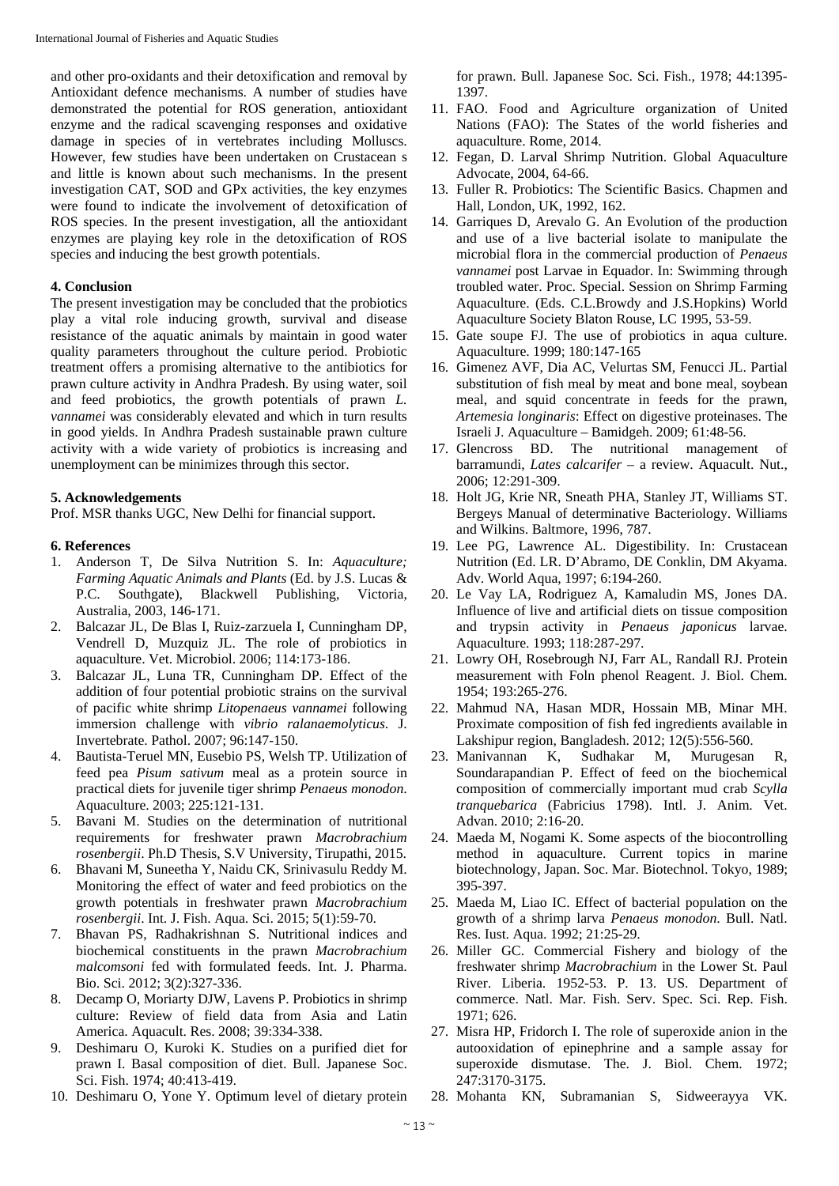and other pro-oxidants and their detoxification and removal by Antioxidant defence mechanisms. A number of studies have demonstrated the potential for ROS generation, antioxidant enzyme and the radical scavenging responses and oxidative damage in species of in vertebrates including Molluscs. However, few studies have been undertaken on Crustacean s and little is known about such mechanisms. In the present investigation CAT, SOD and GPx activities, the key enzymes were found to indicate the involvement of detoxification of ROS species. In the present investigation, all the antioxidant enzymes are playing key role in the detoxification of ROS species and inducing the best growth potentials.

## 4. Conclusion

The present investigation may be concluded that the probiotics play a vital role inducing growth, survival and disease resistance of the aquatic animals by maintain in good water quality parameters throughout the culture period. Probiotic treatment offers a promising alternative to the antibiotics for prawn culture activity in Andhra Pradesh. By using water, soil and feed probiotics, the growth potentials of prawn *L. vannamei* was considerably elevated and which in turn results in good yields. In Andhra Pradesh sustainable prawn culture activity with a wide variety of probiotics is increasing and unemployment can be minimizes through this sector.

## 5. Acknowledgements

Prof. MSR thanks UGC, New Delhi for financial support.

## 6. References

1. Anderson T, De Silva Nutrition S. In: *Aquaculture; Farming Aquatic Animals and Plants* (Ed. by J.S. Lucas & P.C. Southgate), Blackwell Publishing, Victoria, Australia, 2003, 146-171.
2. Balcazar JL, De Blas I, Ruiz-zarzuela I, Cunningham DP, Vendrell D, Muzquiz JL. The role of probiotics in aquaculture. Vet. Microbiol. 2006; 114:173-186.
3. Balcazar JL, Luna TR, Cunningham DP. Effect of the addition of four potential probiotic strains on the survival of pacific white shrimp *Litopenaeus vannamei* following immersion challenge with *vibrio ralanaemolyticus*. J. Invertebrate. Pathol. 2007; 96:147-150.
4. Bautista-Teruel MN, Eusebio PS, Welsh TP. Utilization of feed pea *Pisum sativum* meal as a protein source in practical diets for juvenile tiger shrimp *Penaeus monodon*. Aquaculture. 2003; 225:121-131.
5. Bavani M. Studies on the determination of nutritional requirements for freshwater prawn *Macrobrachium rosenbergii*. Ph.D Thesis, S.V University, Tirupathi, 2015.
6. Bhavani M, Suneetha Y, Naidu CK, Srinivasulu Reddy M. Monitoring the effect of water and feed probiotics on the growth potentials in freshwater prawn *Macrobrachium rosenbergii*. Int. J. Fish. Aqua. Sci. 2015; 5(1):59-70.
7. Bhavan PS, Radhakrishnan S. Nutritional indices and biochemical constituents in the prawn *Macrobrachium malcomsoni* fed with formulated feeds. Int. J. Pharma. Bio. Sci. 2012; 3(2):327-336.
8. Decamp O, Moriarty DJW, Lavens P. Probiotics in shrimp culture: Review of field data from Asia and Latin America. Aquacult. Res. 2008; 39:334-338.
9. Deshimaru O, Kuroki K. Studies on a purified diet for prawn I. Basal composition of diet. Bull. Japanese Soc. Sci. Fish. 1974; 40:413-419.
10. Deshimaru O, Yone Y. Optimum level of dietary protein for prawn. Bull. Japanese Soc. Sci. Fish., 1978; 44:1395-1397.
11. FAO. Food and Agriculture organization of United Nations (FAO): The States of the world fisheries and aquaculture. Rome, 2014.
12. Fegan, D. Larval Shrimp Nutrition. Global Aquaculture Advocate, 2004, 64-66.
13. Fuller R. Probiotics: The Scientific Basics. Chapmen and Hall, London, UK, 1992, 162.
14. Garriques D, Arevalo G. An Evolution of the production and use of a live bacterial isolate to manipulate the microbial flora in the commercial production of *Penaeus vannamei* post Larvae in Equador. In: Swimming through troubled water. Proc. Special. Session on Shrimp Farming Aquaculture. (Eds. C.L.Browdy and J.S.Hopkins) World Aquaculture Society Blaton Rouse, LC 1995, 53-59.
15. Gate soupe FJ. The use of probiotics in aqua culture. Aquaculture. 1999; 180:147-165
16. Gimenez AVF, Dia AC, Velurtas SM, Fenucci JL. Partial substitution of fish meal by meat and bone meal, soybean meal, and squid concentrate in feeds for the prawn, *Artemesia longinaris*: Effect on digestive proteinases. The Israeli J. Aquaculture – Bamidgeh. 2009; 61:48-56.
17. Glencross BD. The nutritional management of barramundi, *Lates calcarifer* – a review. Aquacult. Nut., 2006; 12:291-309.
18. Holt JG, Krie NR, Sneath PHA, Stanley JT, Williams ST. Bergeys Manual of determinative Bacteriology. Williams and Wilkins. Baltmore, 1996, 787.
19. Lee PG, Lawrence AL. Digestibility. In: Crustacean Nutrition (Ed. LR. D'Abramo, DE Conklin, DM Akyama. Adv. World Aqua, 1997; 6:194-260.
20. Le Vay LA, Rodriguez A, Kamaludin MS, Jones DA. Influence of live and artificial diets on tissue composition and trypsin activity in *Penaeus japonicus* larvae. Aquaculture. 1993; 118:287-297.
21. Lowry OH, Rosebrough NJ, Farr AL, Randall RJ. Protein measurement with Foln phenol Reagent. J. Biol. Chem. 1954; 193:265-276.
22. Mahmud NA, Hasan MDR, Hossain MB, Minar MH. Proximate composition of fish fed ingredients available in Lakshipur region, Bangladesh. 2012; 12(5):556-560.
23. Manivannan K, Sudhakar M, Murugesan R, Soundarapandian P. Effect of feed on the biochemical composition of commercially important mud crab *Scylla tranquebarica* (Fabricius 1798). Intl. J. Anim. Vet. Advan. 2010; 2:16-20.
24. Maeda M, Nogami K. Some aspects of the biocontrolling method in aquaculture. Current topics in marine biotechnology, Japan. Soc. Mar. Biotechnol. Tokyo, 1989; 395-397.
25. Maeda M, Liao IC. Effect of bacterial population on the growth of a shrimp larva *Penaeus monodon*. Bull. Natl. Res. Iust. Aqua. 1992; 21:25-29.
26. Miller GC. Commercial Fishery and biology of the freshwater shrimp *Macrobrachium* in the Lower St. Paul River. Liberia. 1952-53. P. 13. US. Department of commerce. Natl. Mar. Fish. Serv. Spec. Sci. Rep. Fish. 1971; 626.
27. Misra HP, Fridorch I. The role of superoxide anion in the autooxidation of epinephrine and a sample assay for superoxide dismutase. The. J. Biol. Chem. 1972; 247:3170-3175.
28. Mohanta KN, Subramanian S, Sidweerayya VK.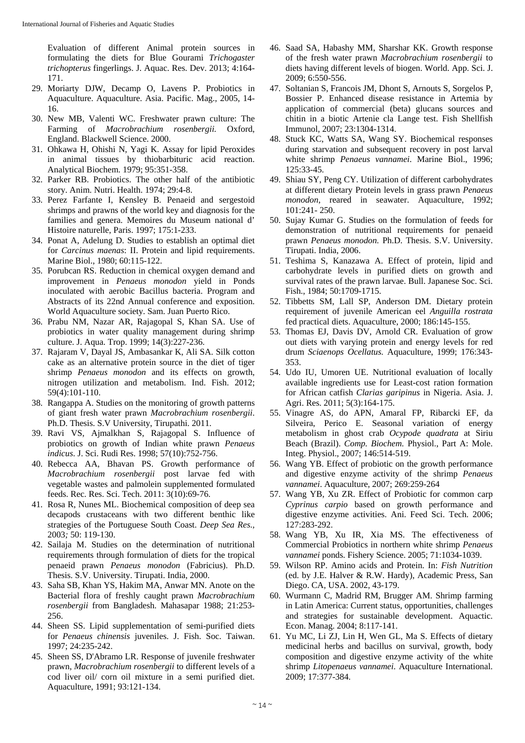Evaluation of different Animal protein sources in formulating the diets for Blue Gourami *Trichogaster trichopterus* fingerlings. J. Aquac. Res. Dev. 2013; 4:164-171.

29. Moriarty DJW, Decamp O, Lavens P. Probiotics in Aquaculture. Aquaculture. Asia. Pacific. Mag., 2005, 14-16.
30. New MB, Valenti WC. Freshwater prawn culture: The Farming of *Macrobrachium rosenbergii.* Oxford, England. Blackwell Science. 2000.
31. Ohkawa H, Ohishi N, Yagi K. Assay for lipid Peroxides in animal tissues by thiobarbituric acid reaction. Analytical Biochem. 1979; 95:351-358.
32. Parker RB. Probiotics. The other half of the antibiotic story. Anim. Nutri. Health. 1974; 29:4-8.
33. Perez Farfante I, Kensley B. Penaeid and sergestoid shrimps and prawns of the world key and diagnosis for the families and genera. Memoires du Museum national d' Histoire naturelle, Paris. 1997; 175:1-233.
34. Ponat A, Adelung D. Studies to establish an optimal diet for *Carcinus maenas*: II. Protein and lipid requirements. Marine Biol., 1980; 60:115-122.
35. Porubcan RS. Reduction in chemical oxygen demand and improvement in *Penaeus monodon* yield in Ponds inoculated with aerobic Bacillus bacteria. Program and Abstracts of its 22nd Annual conference and exposition. World Aquaculture society. Sam. Juan Puerto Rico.
36. Prabu NM, Nazar AR, Rajagopal S, Khan SA. Use of probiotics in water quality management during shrimp culture. J. Aqua. Trop. 1999; 14(3):227-236.
37. Rajaram V, Dayal JS, Ambasankar K, Ali SA. Silk cotton cake as an alternative protein source in the diet of tiger shrimp *Penaeus monodon* and its effects on growth, nitrogen utilization and metabolism. Ind. Fish. 2012; 59(4):101-110.
38. Rangappa A. Studies on the monitoring of growth patterns of giant fresh water prawn *Macrobrachium rosenbergii*. Ph.D. Thesis. S.V University, Tirupathi. 2011.
39. Ravi VS, Ajmalkhan S, Rajagopal S. Influence of probiotics on growth of Indian white prawn *Penaeus indicus*. J. Sci. Rudi Res. 1998; 57(10):752-756.
40. Rebecca AA, Bhavan PS. Growth performance of *Macrobrachium rosenbergii* post larvae fed with vegetable wastes and palmolein supplemented formulated feeds. Rec. Res. Sci. Tech. 2011: 3(10):69-76.
41. Rosa R, Nunes ML. Biochemical composition of deep sea decapods crustaceans with two different benthic like strategies of the Portuguese South Coast. *Deep Sea Res.*, 2003*;* 50: 119-130.
42. Sailaja M. Studies on the determination of nutritional requirements through formulation of diets for the tropical penaeid prawn *Penaeus monodon* (Fabricius). Ph.D. Thesis. S.V. University. Tirupati. India, 2000.
43. Saha SB, Khan YS, Hakim MA, Anwar MN. Anote on the Bacterial flora of freshly caught prawn *Macrobrachium rosenbergii* from Bangladesh. Mahasapar 1988; 21:253-256.
44. Sheen SS. Lipid supplementation of semi-purified diets for *Penaeus chinensis* juveniles. J. Fish. Soc. Taiwan. 1997; 24:235-242.
45. Sheen SS, D'Abramo LR. Response of juvenile freshwater prawn, *Macrobrachium rosenbergii* to different levels of a cod liver oil/ corn oil mixture in a semi purified diet. Aquaculture, 1991; 93:121-134.
46. Saad SA, Habashy MM, Sharshar KK. Growth response of the fresh water prawn *Macrobrachium rosenbergii* to diets having different levels of biogen. World. App. Sci. J. 2009; 6:550-556.
47. Soltanian S, Francois JM, Dhont S, Arnouts S, Sorgelos P, Bossier P. Enhanced disease resistance in Artemia by application of commercial (beta) glucans sources and chitin in a biotic Artenie cla Lange test. Fish Shellfish Immunol, 2007; 23:1304-1314.
48. Stuck KC, Watts SA, Wang SY. Biochemical responses during starvation and subsequent recovery in post larval white shrimp *Penaeus vannamei*. Marine Biol., 1996; 125:33-45.
49. Shiau SY, Peng CY. Utilization of different carbohydrates at different dietary Protein levels in grass prawn *Penaeus monodon*, reared in seawater. Aquaculture, 1992; 101:241- 250.
50. Sujay Kumar G. Studies on the formulation of feeds for demonstration of nutritional requirements for penaeid prawn *Penaeus monodon.* Ph.D. Thesis. S.V. University. Tirupati. India, 2006.
51. Teshima S, Kanazawa A. Effect of protein, lipid and carbohydrate levels in purified diets on growth and survival rates of the prawn larvae. Bull. Japanese Soc. Sci. Fish., 1984; 50:1709-1715.
52. Tibbetts SM, Lall SP, Anderson DM. Dietary protein requirement of juvenile American eel *Anguilla rostrata* fed practical diets. Aquaculture, 2000; 186:145-155.
53. Thomas EJ, Davis DV, Arnold CR. Evaluation of grow out diets with varying protein and energy levels for red drum *Sciaenops Ocellatus.* Aquaculture, 1999; 176:343-353.
54. Udo IU, Umoren UE. Nutritional evaluation of locally available ingredients use for Least-cost ration formation for African catfish *Clarias garipinus* in Nigeria. Asia. J. Agri. Res. 2011; 5(3):164-175.
55. Vinagre AS, do APN, Amaral FP, Ribarcki EF, da Silveira, Perico E. Seasonal variation of energy metabolism in ghost crab *Ocypode quadrata* at Siriu Beach (Brazil). *Comp. Biochem*. Physiol., Part A: Mole. Integ. Physiol., 2007; 146:514-519.
56. Wang YB. Effect of probiotic on the growth performance and digestive enzyme activity of the shrimp *Penaeus vannamei*. Aquaculture, 2007; 269:259-264
57. Wang YB, Xu ZR. Effect of Probiotic for common carp *Cyprinus carpio* based on growth performance and digestive enzyme activities. Ani. Feed Sci. Tech. 2006; 127:283-292.
58. Wang YB, Xu IR, Xia MS. The effectiveness of Commercial Probiotics in northern white shrimp *Penaeus vannamei* ponds. Fishery Science. 2005; 71:1034-1039.
59. Wilson RP. Amino acids and Protein. In: *Fish Nutrition* (ed. by J.E. Halver & R.W. Hardy), Academic Press, San Diego. CA, USA. 2002, 43-179.
60. Wurmann C, Madrid RM, Brugger AM. Shrimp farming in Latin America: Current status, opportunities, challenges and strategies for sustainable development. Aquactic. Econ. Manag. 2004; 8:117-141.
61. Yu MC, Li ZJ, Lin H, Wen GL, Ma S. Effects of dietary medicinal herbs and bacillus on survival, growth, body composition and digestive enzyme activity of the white shrimp *Litopenaeus vannamei.* Aquaculture International. 2009; 17:377-384.